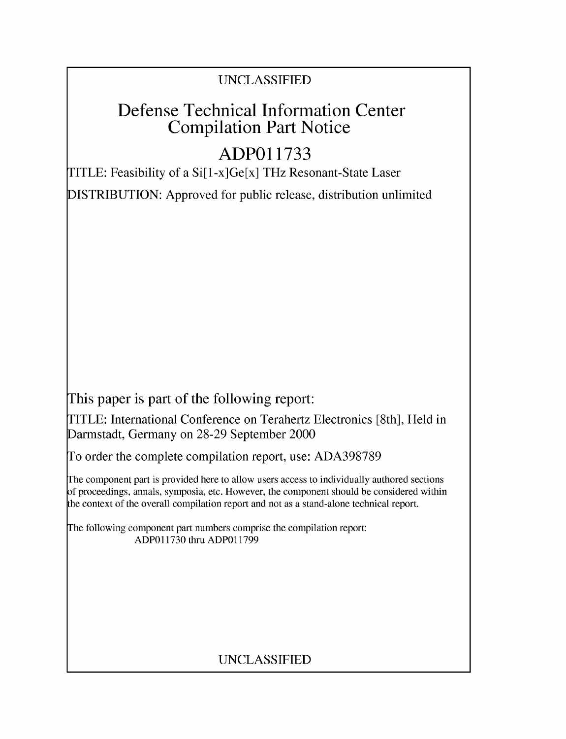UNCLASSIFIED

# Defense Technical Information Center Compilation Part Notice

# ADP011733

TITLE: Feasibility of a Si[1-x]Ge[x] THz Resonant-State Laser

DISTRIBUTION: Approved for public release, distribution unlimited

This paper is part of the following report:

TITLE: International Conference on Terahertz Electronics [8th], Held in Darmstadt, Germany on 28-29 September 2000

To order the complete compilation report, use: ADA398789

The component part is provided here to allow users access to individually authored sections of proceedings, annals, symposia, etc. However, the component should be considered within the context of the overall compilation report and not as a stand-alone technical report.

The following component part numbers comprise the compilation report:
ADP011730 thru ADP011799

UNCLASSIFIED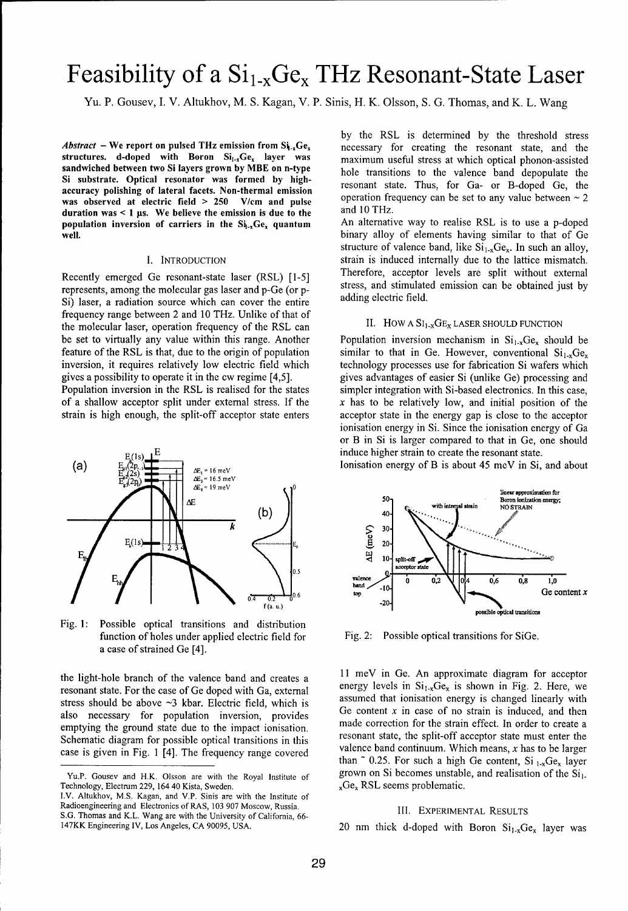# Feasibility of a $Si_{1-x}Ge_x$ THz Resonant-State Laser

Yu. P. Gousev, I. V. Altukhov, M. S. Kagan, V. P. Sinis, H. K. Olsson, S. G. Thomas, and K. L. Wang

***Abstract*** **– We report on pulsed THz emission from $Si_{1-x}Ge_x$ structures. d-doped with Boron $Si_{1-x}Ge_x$ layer was sandwiched between two Si layers grown by MBE on n-type Si substrate. Optical resonator was formed by high-accuracy polishing of lateral facets. Non-thermal emission was observed at electric field > 250 V/cm and pulse duration was < 1 μs. We believe the emission is due to the population inversion of carriers in the $Si_{1-x}Ge_x$ quantum well.**

## I. Introduction

Recently emerged Ge resonant-state laser (RSL) [1-5] represents, among the molecular gas laser and p-Ge (or p-Si) laser, a radiation source which can cover the entire frequency range between 2 and 10 THz. Unlike of that of the molecular laser, operation frequency of the RSL can be set to virtually any value within this range. Another feature of the RSL is that, due to the origin of population inversion, it requires relatively low electric field which gives a possibility to operate it in the cw regime [4,5].

Population inversion in the RSL is realised for the states of a shallow acceptor split under external stress. If the strain is high enough, the split-off acceptor state enters the light-hole branch of the valence band and creates a resonant state. For the case of Ge doped with Ga, external stress should be above ~3 kbar. Electric field, which is also necessary for population inversion, provides emptying the ground state due to the impact ionisation. Schematic diagram for possible optical transitions in this case is given in Fig. 1 [4]. The frequency range covered by the RSL is determined by the threshold stress necessary for creating the resonant state, and the maximum useful stress at which optical phonon-assisted hole transitions to the valence band depopulate the resonant state. Thus, for Ga- or B-doped Ge, the operation frequency can be set to any value between ~ 2 and 10 THz.

An alternative way to realise RSL is to use a p-doped binary alloy of elements having similar to that of Ge structure of valence band, like $Si_{1-x}Ge_x$. In such an alloy, strain is induced internally due to the lattice mismatch. Therefore, acceptor levels are split without external stress, and stimulated emission can be obtained just by adding electric field.

Fig. 1: Possible optical transitions and distribution function of holes under applied electric field for a case of strained Ge [4].

## II. How a $Si_{1-x}Ge_x$ Laser Should Function

Population inversion mechanism in $Si_{1-x}Ge_x$ should be similar to that in Ge. However, conventional $Si_{1-x}Ge_x$ technology processes use for fabrication Si wafers which gives advantages of easier Si (unlike Ge) processing and simpler integration with Si-based electronics. In this case, $x$ has to be relatively low, and initial position of the acceptor state in the energy gap is close to the acceptor ionisation energy in Si. Since the ionisation energy of Ga or B in Si is larger compared to that in Ge, one should induce higher strain to create the resonant state.

Ionisation energy of B is about 45 meV in Si, and about 11 meV in Ge. An approximate diagram for acceptor energy levels in $Si_{1-x}Ge_x$ is shown in Fig. 2. Here, we assumed that ionisation energy is changed linearly with Ge content $x$ in case of no strain is induced, and then made correction for the strain effect. In order to create a resonant state, the split-off acceptor state must enter the valence band continuum. Which means, $x$ has to be larger than ~ 0.25. For such a high Ge content, $Si_{1-x}Ge_x$ layer grown on Si becomes unstable, and realisation of the $Si_{1-x}Ge_x$ RSL seems problematic.

Fig. 2: Possible optical transitions for SiGe.

## III. Experimental Results

20 nm thick d-doped with Boron $Si_{1-x}Ge_x$ layer was

---

Yu.P. Gousev and H.K. Olsson are with the Royal Institute of Technology, Electrum 229, 164 40 Kista, Sweden.
I.V. Altukhov, M.S. Kagan, and V.P. Sinis are with the Institute of Radioengineering and Electronics of RAS, 103 907 Moscow, Russia.
S.G. Thomas and K.L. Wang are with the University of California, 66-147KK Engineering IV, Los Angeles, CA 90095, USA.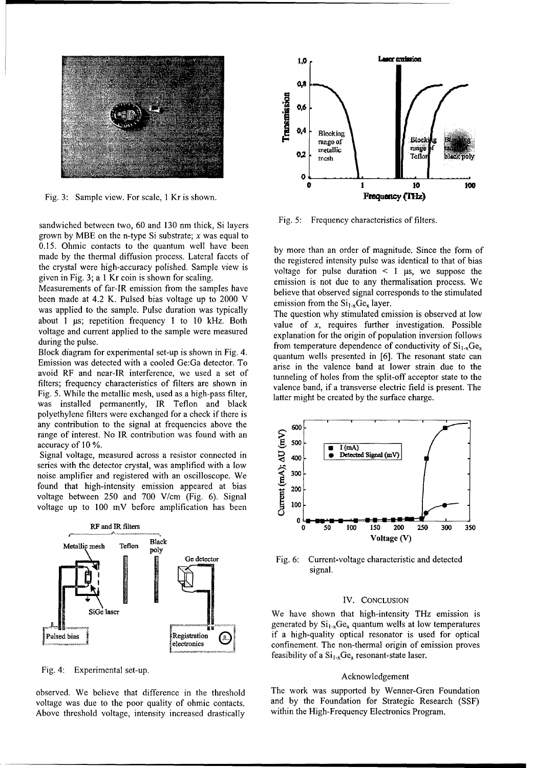Fig. 3: Sample view. For scale, 1 Kr is shown.

sandwiched between two, 60 and 130 nm thick, Si layers grown by MBE on the n-type Si substrate; $x$ was equal to 0.15. Ohmic contacts to the quantum well have been made by the thermal diffusion process. Lateral facets of the crystal were high-accuracy polished. Sample view is given in Fig. 3; a 1 Kr coin is shown for scaling.

Measurements of far-IR emission from the samples have been made at 4.2 K. Pulsed bias voltage up to 2000 V was applied to the sample. Pulse duration was typically about 1 µs; repetition frequency 1 to 10 kHz. Both voltage and current applied to the sample were measured during the pulse.

Block diagram for experimental set-up is shown in Fig. 4. Emission was detected with a cooled Ge:Ga detector. To avoid RF and near-IR interference, we used a set of filters; frequency characteristics of filters are shown in Fig. 5. While the metallic mesh, used as a high-pass filter, was installed permanently, IR Teflon and black polyethylene filters were exchanged for a check if there is any contribution to the signal at frequencies above the range of interest. No IR contribution was found with an accuracy of 10 %.

Signal voltage, measured across a resistor connected in series with the detector crystal, was amplified with a low noise amplifier and registered with an oscilloscope. We found that high-intensity emission appeared at bias voltage between 250 and 700 V/cm (Fig. 6). Signal voltage up to 100 mV before amplification has been observed. We believe that difference in the threshold voltage was due to the poor quality of ohmic contacts. Above threshold voltage, intensity increased drastically by more than an order of magnitude. Since the form of the registered intensity pulse was identical to that of bias voltage for pulse duration < 1 µs, we suppose the emission is not due to any thermalisation process. We believe that observed signal corresponds to the stimulated emission from the $Si_{1-x}Ge_x$ layer.

Fig. 4: Experimental set-up.

Fig. 5: Frequency characteristics of filters.

The question why stimulated emission is observed at low value of $x$, requires further investigation. Possible explanation for the origin of population inversion follows from temperature dependence of conductivity of $Si_{1-x}Ge_x$ quantum wells presented in [6]. The resonant state can arise in the valence band at lower strain due to the tunneling of holes from the split-off acceptor state to the valence band, if a transverse electric field is present. The latter might be created by the surface charge.

Fig. 6: Current-voltage characteristic and detected signal.

## IV. Conclusion

We have shown that high-intensity THz emission is generated by $Si_{1-x}Ge_x$ quantum wells at low temperatures if a high-quality optical resonator is used for optical confinement. The non-thermal origin of emission proves feasibility of a $Si_{1-x}Ge_x$ resonant-state laser.

## Acknowledgement

The work was supported by Wenner-Gren Foundation and by the Foundation for Strategic Research (SSF) within the High-Frequency Electronics Program.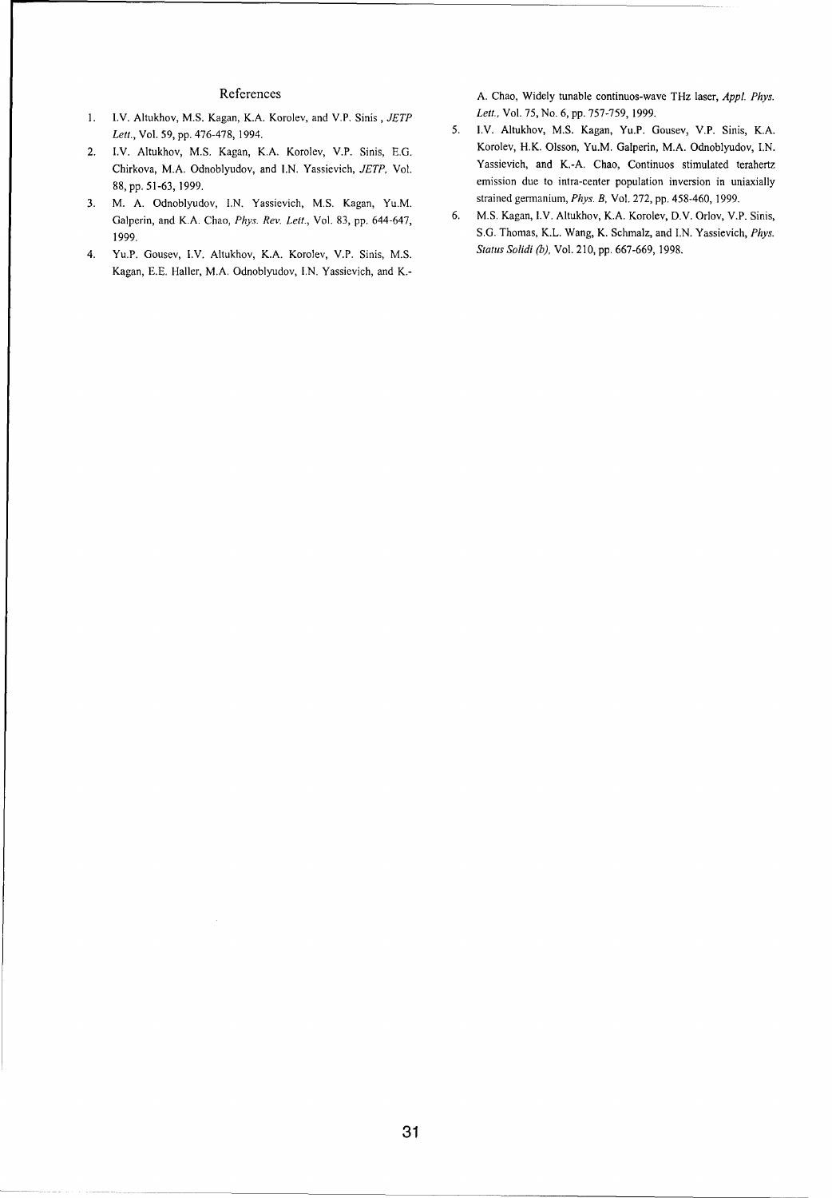## References

1. I.V. Altukhov, M.S. Kagan, K.A. Korolev, and V.P. Sinis , *JETP Lett.*, Vol. 59, pp. 476-478, 1994.
2. I.V. Altukhov, M.S. Kagan, K.A. Korolev, V.P. Sinis, E.G. Chirkova, M.A. Odnoblyudov, and I.N. Yassievich, *JETP*, Vol. 88, pp. 51-63, 1999.
3. M. A. Odnoblyudov, I.N. Yassievich, M.S. Kagan, Yu.M. Galperin, and K.A. Chao, *Phys. Rev. Lett.*, Vol. 83, pp. 644-647, 1999.
4. Yu.P. Gousev, I.V. Altukhov, K.A. Korolev, V.P. Sinis, M.S. Kagan, E.E. Haller, M.A. Odnoblyudov, I.N. Yassievich, and K.-A. Chao, Widely tunable continuos-wave THz laser, *Appl. Phys. Lett.*, Vol. 75, No. 6, pp. 757-759, 1999.
5. I.V. Altukhov, M.S. Kagan, Yu.P. Gousev, V.P. Sinis, K.A. Korolev, H.K. Olsson, Yu.M. Galperin, M.A. Odnoblyudov, I.N. Yassievich, and K.-A. Chao, Continuos stimulated terahertz emission due to intra-center population inversion in uniaxially strained germanium, *Phys. B*, Vol. 272, pp. 458-460, 1999.
6. M.S. Kagan, I.V. Altukhov, K.A. Korolev, D.V. Orlov, V.P. Sinis, S.G. Thomas, K.L. Wang, K. Schmalz, and I.N. Yassievich, *Phys. Status Solidi (b)*, Vol. 210, pp. 667-669, 1998.